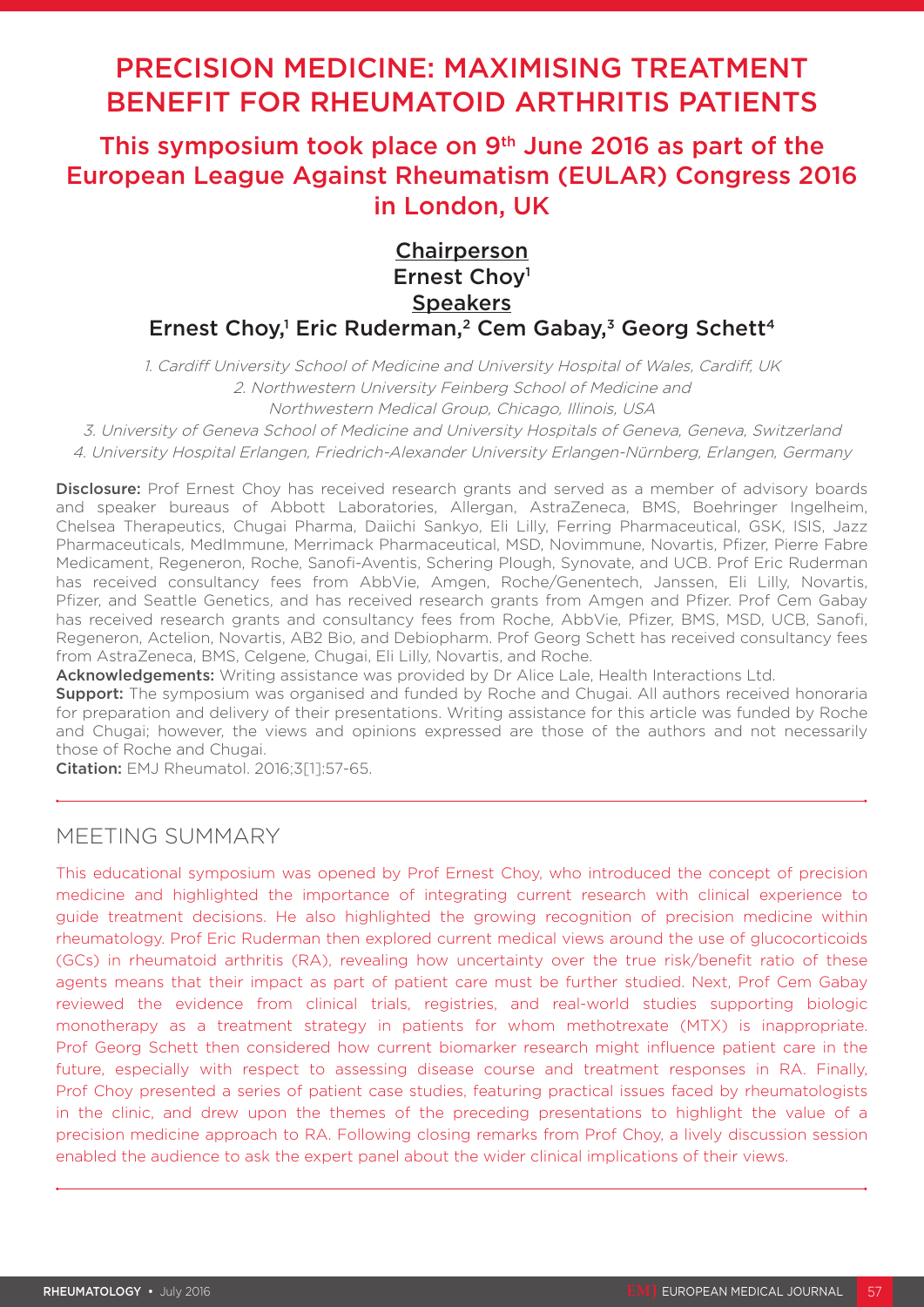# PRECISION MEDICINE: MAXIMISING TREATMENT BENEFIT FOR RHEUMATOID ARTHRITIS PATIENTS

## This symposium took place on 9th June 2016 as part of the European League Against Rheumatism (EULAR) Congress 2016 in London, UK

**Chairperson**
**Ernest Choy**[1]
**Speakers**
**Ernest Choy,[1] Eric Ruderman,[2] Cem Gabay,[3] Georg Schett[4]**

*1. Cardiff University School of Medicine and University Hospital of Wales, Cardiff, UK*
*2. Northwestern University Feinberg School of Medicine and Northwestern Medical Group, Chicago, Illinois, USA*
*3. University of Geneva School of Medicine and University Hospitals of Geneva, Geneva, Switzerland*
*4. University Hospital Erlangen, Friedrich-Alexander University Erlangen-Nürnberg, Erlangen, Germany*

**Disclosure:** Prof Ernest Choy has received research grants and served as a member of advisory boards and speaker bureaus of Abbott Laboratories, Allergan, AstraZeneca, BMS, Boehringer Ingelheim, Chelsea Therapeutics, Chugai Pharma, Daiichi Sankyo, Eli Lilly, Ferring Pharmaceutical, GSK, ISIS, Jazz Pharmaceuticals, MedImmune, Merrimack Pharmaceutical, MSD, Novimmune, Novartis, Pfizer, Pierre Fabre Medicament, Regeneron, Roche, Sanofi-Aventis, Schering Plough, Synovate, and UCB. Prof Eric Ruderman has received consultancy fees from AbbVie, Amgen, Roche/Genentech, Janssen, Eli Lilly, Novartis, Pfizer, and Seattle Genetics, and has received research grants from Amgen and Pfizer. Prof Cem Gabay has received research grants and consultancy fees from Roche, AbbVie, Pfizer, BMS, MSD, UCB, Sanofi, Regeneron, Actelion, Novartis, AB2 Bio, and Debiopharm. Prof Georg Schett has received consultancy fees from AstraZeneca, BMS, Celgene, Chugai, Eli Lilly, Novartis, and Roche.

**Acknowledgements:** Writing assistance was provided by Dr Alice Lale, Health Interactions Ltd.

**Support:** The symposium was organised and funded by Roche and Chugai. All authors received honoraria for preparation and delivery of their presentations. Writing assistance for this article was funded by Roche and Chugai; however, the views and opinions expressed are those of the authors and not necessarily those of Roche and Chugai.

**Citation:** EMJ Rheumatol. 2016;3[1]:57-65.

## MEETING SUMMARY

This educational symposium was opened by Prof Ernest Choy, who introduced the concept of precision medicine and highlighted the importance of integrating current research with clinical experience to guide treatment decisions. He also highlighted the growing recognition of precision medicine within rheumatology. Prof Eric Ruderman then explored current medical views around the use of glucocorticoids (GCs) in rheumatoid arthritis (RA), revealing how uncertainty over the true risk/benefit ratio of these agents means that their impact as part of patient care must be further studied. Next, Prof Cem Gabay reviewed the evidence from clinical trials, registries, and real-world studies supporting biologic monotherapy as a treatment strategy in patients for whom methotrexate (MTX) is inappropriate. Prof Georg Schett then considered how current biomarker research might influence patient care in the future, especially with respect to assessing disease course and treatment responses in RA. Finally, Prof Choy presented a series of patient case studies, featuring practical issues faced by rheumatologists in the clinic, and drew upon the themes of the preceding presentations to highlight the value of a precision medicine approach to RA. Following closing remarks from Prof Choy, a lively discussion session enabled the audience to ask the expert panel about the wider clinical implications of their views.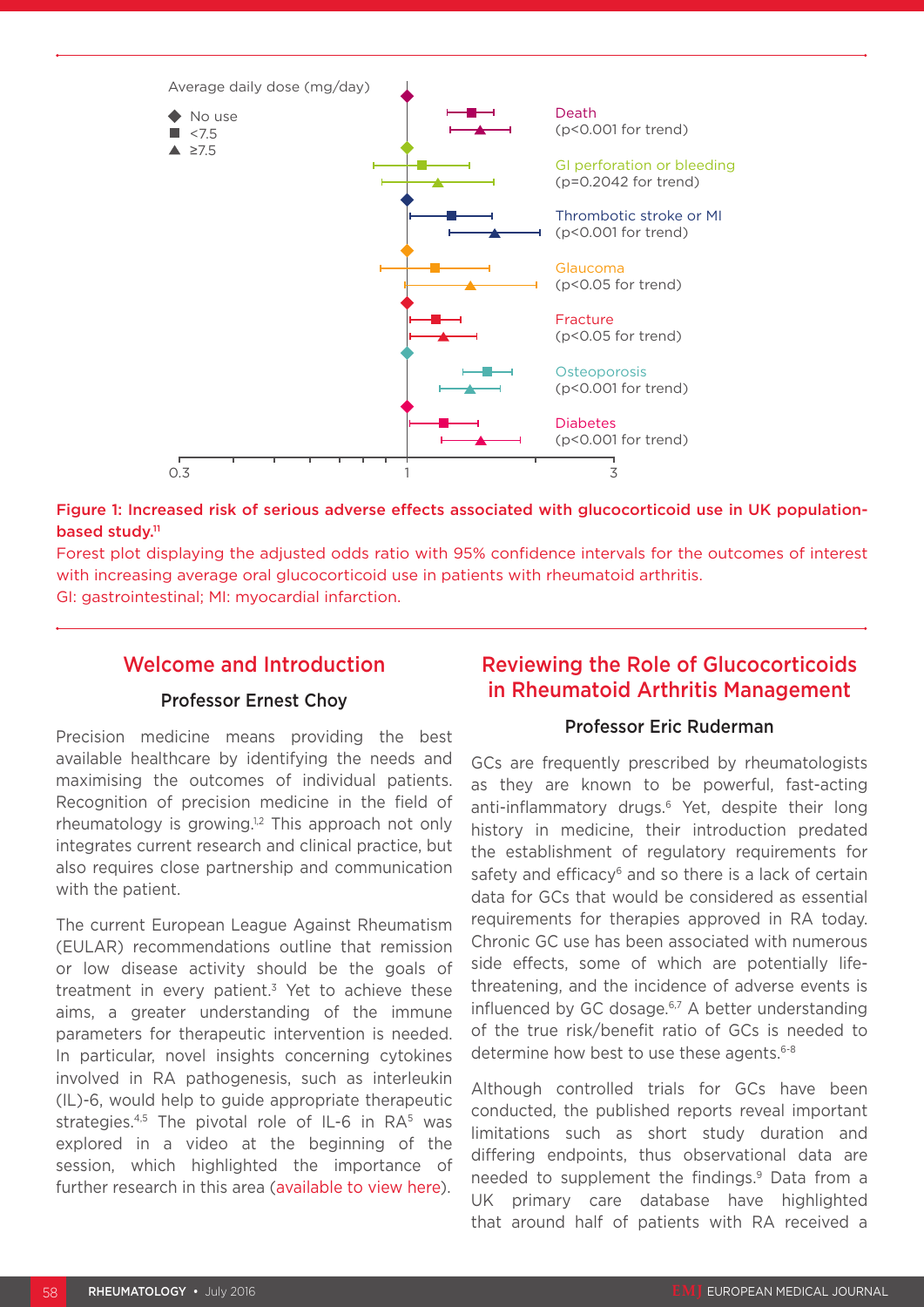Average daily dose (mg/day)

- No use
- <7.5
- ≥7.5

Death (p<0.001 for trend)

GI perforation or bleeding (p=0.2042 for trend)

Thrombotic stroke or MI (p<0.001 for trend)

Glaucoma (p<0.05 for trend)

Fracture (p<0.05 for trend)

Osteoporosis (p<0.001 for trend)

Diabetes (p<0.001 for trend)

0.3 1 3

**Figure 1: Increased risk of serious adverse effects associated with glucocorticoid use in UK population-based study.[11]**

Forest plot displaying the adjusted odds ratio with 95% confidence intervals for the outcomes of interest with increasing average oral glucocorticoid use in patients with rheumatoid arthritis.

GI: gastrointestinal; MI: myocardial infarction.

## Welcome and Introduction

### Professor Ernest Choy

Precision medicine means providing the best available healthcare by identifying the needs and maximising the outcomes of individual patients. Recognition of precision medicine in the field of rheumatology is growing.[1,2] This approach not only integrates current research and clinical practice, but also requires close partnership and communication with the patient.

The current European League Against Rheumatism (EULAR) recommendations outline that remission or low disease activity should be the goals of treatment in every patient.[3] Yet to achieve these aims, a greater understanding of the immune parameters for therapeutic intervention is needed. In particular, novel insights concerning cytokines involved in RA pathogenesis, such as interleukin (IL)-6, would help to guide appropriate therapeutic strategies.[4,5] The pivotal role of IL-6 in RA[5] was explored in a video at the beginning of the session, which highlighted the importance of further research in this area (available to view here).

## Reviewing the Role of Glucocorticoids in Rheumatoid Arthritis Management

### Professor Eric Ruderman

GCs are frequently prescribed by rheumatologists as they are known to be powerful, fast-acting anti-inflammatory drugs.[6] Yet, despite their long history in medicine, their introduction predated the establishment of regulatory requirements for safety and efficacy[6] and so there is a lack of certain data for GCs that would be considered as essential requirements for therapies approved in RA today. Chronic GC use has been associated with numerous side effects, some of which are potentially life-threatening, and the incidence of adverse events is influenced by GC dosage.[6,7] A better understanding of the true risk/benefit ratio of GCs is needed to determine how best to use these agents.[6-8]

Although controlled trials for GCs have been conducted, the published reports reveal important limitations such as short study duration and differing endpoints, thus observational data are needed to supplement the findings.[9] Data from a UK primary care database have highlighted that around half of patients with RA received a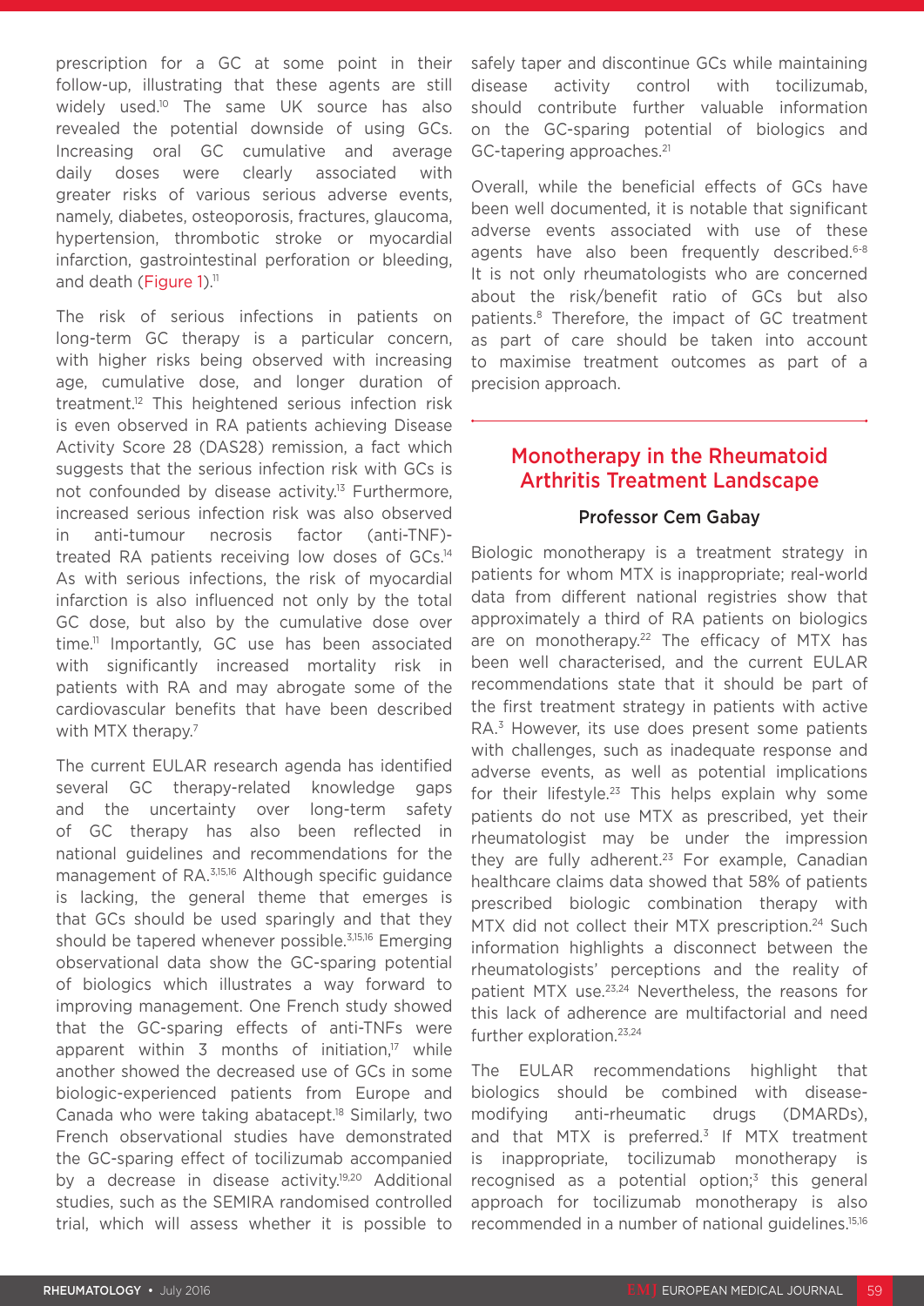prescription for a GC at some point in their follow-up, illustrating that these agents are still widely used.[10] The same UK source has also revealed the potential downside of using GCs. Increasing oral GC cumulative and average daily doses were clearly associated with greater risks of various serious adverse events, namely, diabetes, osteoporosis, fractures, glaucoma, hypertension, thrombotic stroke or myocardial infarction, gastrointestinal perforation or bleeding, and death (Figure 1).[11]

The risk of serious infections in patients on long-term GC therapy is a particular concern, with higher risks being observed with increasing age, cumulative dose, and longer duration of treatment.[12] This heightened serious infection risk is even observed in RA patients achieving Disease Activity Score 28 (DAS28) remission, a fact which suggests that the serious infection risk with GCs is not confounded by disease activity.[13] Furthermore, increased serious infection risk was also observed in anti-tumour necrosis factor (anti-TNF)-treated RA patients receiving low doses of GCs.[14] As with serious infections, the risk of myocardial infarction is also influenced not only by the total GC dose, but also by the cumulative dose over time.[11] Importantly, GC use has been associated with significantly increased mortality risk in patients with RA and may abrogate some of the cardiovascular benefits that have been described with MTX therapy.[7]

The current EULAR research agenda has identified several GC therapy-related knowledge gaps and the uncertainty over long-term safety of GC therapy has also been reflected in national guidelines and recommendations for the management of RA.[3,15,16] Although specific guidance is lacking, the general theme that emerges is that GCs should be used sparingly and that they should be tapered whenever possible.[3,15,16] Emerging observational data show the GC-sparing potential of biologics which illustrates a way forward to improving management. One French study showed that the GC-sparing effects of anti-TNFs were apparent within 3 months of initiation,[17] while another showed the decreased use of GCs in some biologic-experienced patients from Europe and Canada who were taking abatacept.[18] Similarly, two French observational studies have demonstrated the GC-sparing effect of tocilizumab accompanied by a decrease in disease activity.[19,20] Additional studies, such as the SEMIRA randomised controlled trial, which will assess whether it is possible to safely taper and discontinue GCs while maintaining disease activity control with tocilizumab, should contribute further valuable information on the GC-sparing potential of biologics and GC-tapering approaches.[21]

Overall, while the beneficial effects of GCs have been well documented, it is notable that significant adverse events associated with use of these agents have also been frequently described.[6-8] It is not only rheumatologists who are concerned about the risk/benefit ratio of GCs but also patients.[8] Therefore, the impact of GC treatment as part of care should be taken into account to maximise treatment outcomes as part of a precision approach.

## Monotherapy in the Rheumatoid Arthritis Treatment Landscape

### Professor Cem Gabay

Biologic monotherapy is a treatment strategy in patients for whom MTX is inappropriate; real-world data from different national registries show that approximately a third of RA patients on biologics are on monotherapy.[22] The efficacy of MTX has been well characterised, and the current EULAR recommendations state that it should be part of the first treatment strategy in patients with active RA.[3] However, its use does present some patients with challenges, such as inadequate response and adverse events, as well as potential implications for their lifestyle.[23] This helps explain why some patients do not use MTX as prescribed, yet their rheumatologist may be under the impression they are fully adherent.[23] For example, Canadian healthcare claims data showed that 58% of patients prescribed biologic combination therapy with MTX did not collect their MTX prescription.[24] Such information highlights a disconnect between the rheumatologists' perceptions and the reality of patient MTX use.[23,24] Nevertheless, the reasons for this lack of adherence are multifactorial and need further exploration.[23,24]

The EULAR recommendations highlight that biologics should be combined with disease-modifying anti-rheumatic drugs (DMARDs), and that MTX is preferred.[3] If MTX treatment is inappropriate, tocilizumab monotherapy is recognised as a potential option;[3] this general approach for tocilizumab monotherapy is also recommended in a number of national guidelines.[15,16]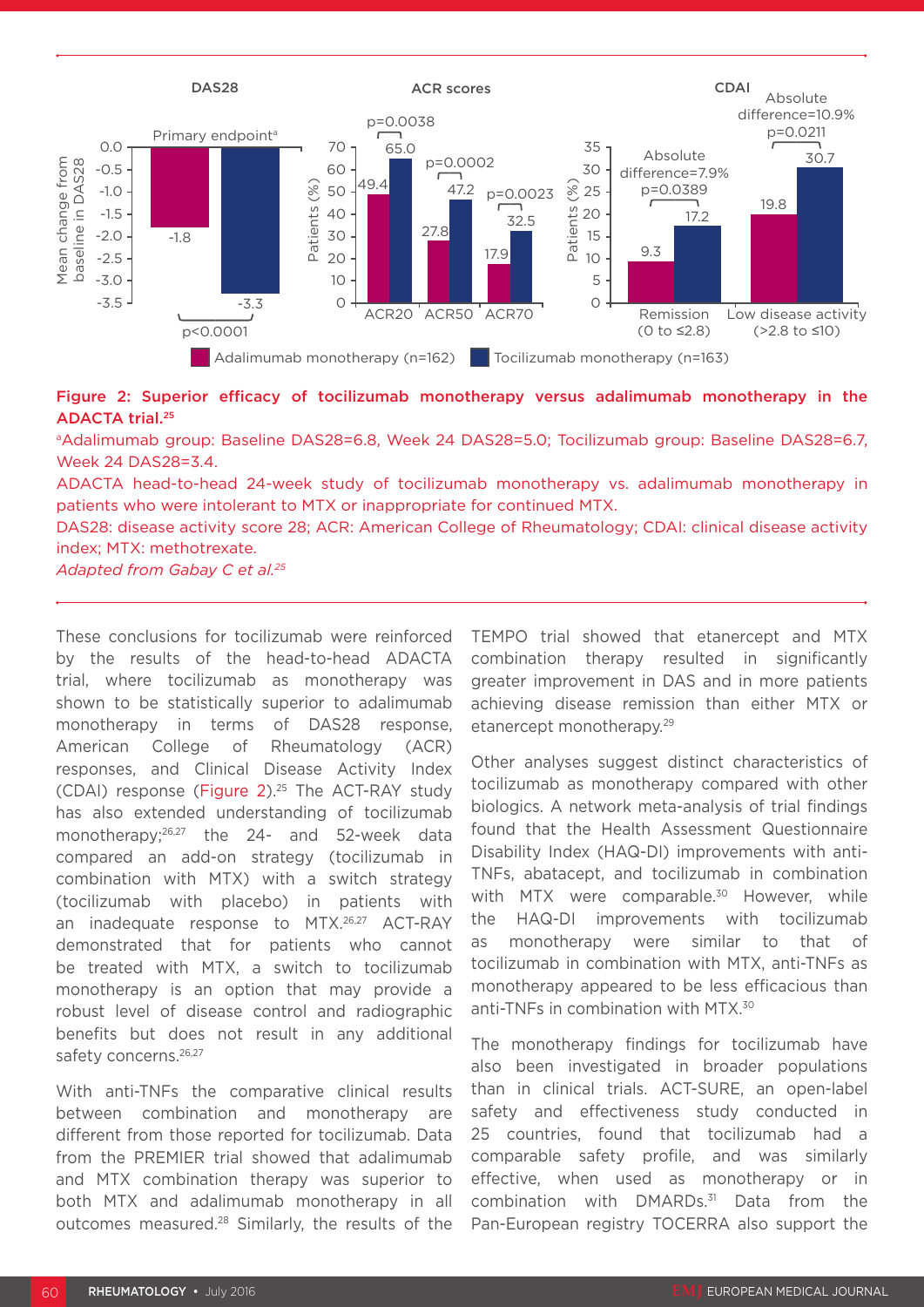**Figure 2: Superior efficacy of tocilizumab monotherapy versus adalimumab monotherapy in the ADACTA trial.**[25]

[a]Adalimumab group: Baseline DAS28=6.8, Week 24 DAS28=5.0; Tocilizumab group: Baseline DAS28=6.7, Week 24 DAS28=3.4.

ADACTA head-to-head 24-week study of tocilizumab monotherapy vs. adalimumab monotherapy in patients who were intolerant to MTX or inappropriate for continued MTX.

DAS28: disease activity score 28; ACR: American College of Rheumatology; CDAI: clinical disease activity index; MTX: methotrexate.

*Adapted from Gabay C et al.*[25]

These conclusions for tocilizumab were reinforced by the results of the head-to-head ADACTA trial, where tocilizumab as monotherapy was shown to be statistically superior to adalimumab monotherapy in terms of DAS28 response, American College of Rheumatology (ACR) responses, and Clinical Disease Activity Index (CDAI) response (Figure 2).[25] The ACT-RAY study has also extended understanding of tocilizumab monotherapy;[26,27] the 24- and 52-week data compared an add-on strategy (tocilizumab in combination with MTX) with a switch strategy (tocilizumab with placebo) in patients with an inadequate response to MTX.[26,27] ACT-RAY demonstrated that for patients who cannot be treated with MTX, a switch to tocilizumab monotherapy is an option that may provide a robust level of disease control and radiographic benefits but does not result in any additional safety concerns.[26,27]

With anti-TNFs the comparative clinical results between combination and monotherapy are different from those reported for tocilizumab. Data from the PREMIER trial showed that adalimumab and MTX combination therapy was superior to both MTX and adalimumab monotherapy in all outcomes measured.[28] Similarly, the results of the TEMPO trial showed that etanercept and MTX combination therapy resulted in significantly greater improvement in DAS and in more patients achieving disease remission than either MTX or etanercept monotherapy.[29]

Other analyses suggest distinct characteristics of tocilizumab as monotherapy compared with other biologics. A network meta-analysis of trial findings found that the Health Assessment Questionnaire Disability Index (HAQ-DI) improvements with anti-TNFs, abatacept, and tocilizumab in combination with MTX were comparable.[30] However, while the HAQ-DI improvements with tocilizumab as monotherapy were similar to that of tocilizumab in combination with MTX, anti-TNFs as monotherapy appeared to be less efficacious than anti-TNFs in combination with MTX.[30]

The monotherapy findings for tocilizumab have also been investigated in broader populations than in clinical trials. ACT-SURE, an open-label safety and effectiveness study conducted in 25 countries, found that tocilizumab had a comparable safety profile, and was similarly effective, when used as monotherapy or in combination with DMARDs.[31] Data from the Pan-European registry TOCERRA also support the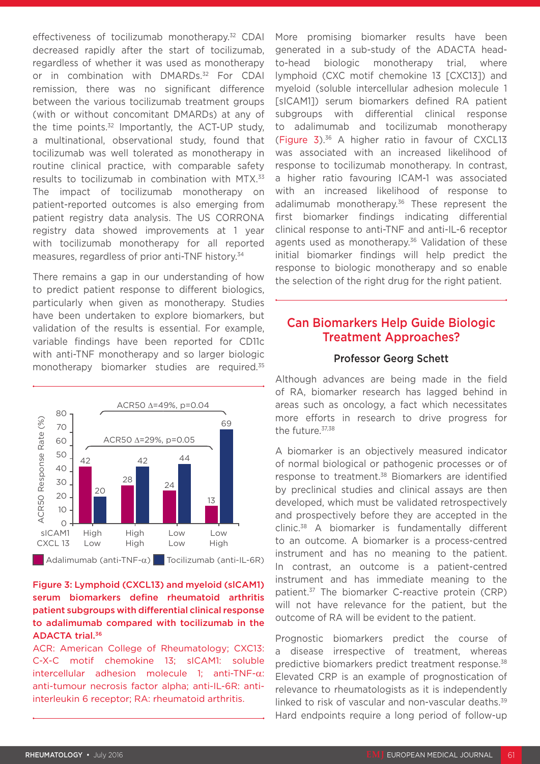effectiveness of tocilizumab monotherapy.[32] CDAI decreased rapidly after the start of tocilizumab, regardless of whether it was used as monotherapy or in combination with DMARDs.[32] For CDAI remission, there was no significant difference between the various tocilizumab treatment groups (with or without concomitant DMARDs) at any of the time points.[32] Importantly, the ACT-UP study, a multinational, observational study, found that tocilizumab was well tolerated as monotherapy in routine clinical practice, with comparable safety results to tocilizumab in combination with MTX.[33] The impact of tocilizumab monotherapy on patient-reported outcomes is also emerging from patient registry data analysis. The US CORRONA registry data showed improvements at 1 year with tocilizumab monotherapy for all reported measures, regardless of prior anti-TNF history.[34]

There remains a gap in our understanding of how to predict patient response to different biologics, particularly when given as monotherapy. Studies have been undertaken to explore biomarkers, but validation of the results is essential. For example, variable findings have been reported for CD11c with anti-TNF monotherapy and so larger biologic monotherapy biomarker studies are required.[35]

| sICAM1 / CXCL 13 | Adalimumab (anti-TNF-α) ACR50 Response Rate (%) | Tocilizumab (anti-IL-6R) ACR50 Response Rate (%) |
|---|---|---|
| High / Low | 42 | 20 |
| High / High | 28 | 42 |
| Low / Low | 24 | 44 |
| Low / High | 13 | 69 |

ACR50 Δ=49%, p=0.04; ACR50 Δ=29%, p=0.05

**Figure 3: Lymphoid (CXCL13) and myeloid (sICAM1) serum biomarkers define rheumatoid arthritis patient subgroups with differential clinical response to adalimumab compared with tocilizumab in the ADACTA trial.[36]**

ACR: American College of Rheumatology; CXC13: C-X-C motif chemokine 13; sICAM1: soluble intercellular adhesion molecule 1; anti-TNF-α: anti-tumour necrosis factor alpha; anti-IL-6R: anti-interleukin 6 receptor; RA: rheumatoid arthritis.

More promising biomarker results have been generated in a sub-study of the ADACTA head-to-head biologic monotherapy trial, where lymphoid (CXC motif chemokine 13 [CXC13]) and myeloid (soluble intercellular adhesion molecule 1 [sICAM1]) serum biomarkers defined RA patient subgroups with differential clinical response to adalimumab and tocilizumab monotherapy (Figure 3).[36] A higher ratio in favour of CXCL13 was associated with an increased likelihood of response to tocilizumab monotherapy. In contrast, a higher ratio favouring ICAM-1 was associated with an increased likelihood of response to adalimumab monotherapy.[36] These represent the first biomarker findings indicating differential clinical response to anti-TNF and anti-IL-6 receptor agents used as monotherapy.[36] Validation of these initial biomarker findings will help predict the response to biologic monotherapy and so enable the selection of the right drug for the right patient.

## Can Biomarkers Help Guide Biologic Treatment Approaches?

### Professor Georg Schett

Although advances are being made in the field of RA, biomarker research has lagged behind in areas such as oncology, a fact which necessitates more efforts in research to drive progress for the future.[37,38]

A biomarker is an objectively measured indicator of normal biological or pathogenic processes or of response to treatment.[38] Biomarkers are identified by preclinical studies and clinical assays are then developed, which must be validated retrospectively and prospectively before they are accepted in the clinic.[38] A biomarker is fundamentally different to an outcome. A biomarker is a process-centred instrument and has no meaning to the patient. In contrast, an outcome is a patient-centred instrument and has immediate meaning to the patient.[37] The biomarker C-reactive protein (CRP) will not have relevance for the patient, but the outcome of RA will be evident to the patient.

Prognostic biomarkers predict the course of a disease irrespective of treatment, whereas predictive biomarkers predict treatment response.[38] Elevated CRP is an example of prognostication of relevance to rheumatologists as it is independently linked to risk of vascular and non-vascular deaths.[39] Hard endpoints require a long period of follow-up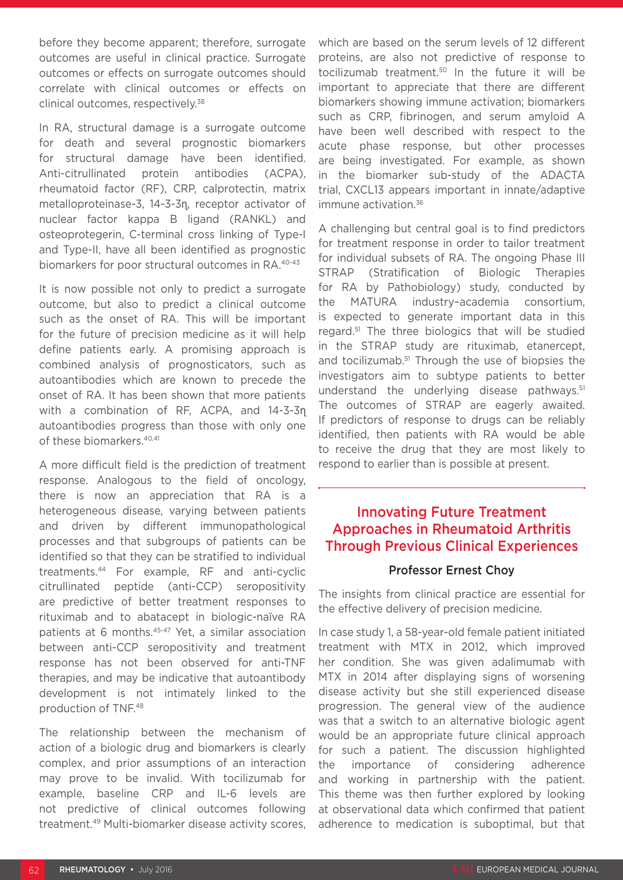before they become apparent; therefore, surrogate outcomes are useful in clinical practice. Surrogate outcomes or effects on surrogate outcomes should correlate with clinical outcomes or effects on clinical outcomes, respectively.[38]

In RA, structural damage is a surrogate outcome for death and several prognostic biomarkers for structural damage have been identified. Anti-citrullinated protein antibodies (ACPA), rheumatoid factor (RF), CRP, calprotectin, matrix metalloproteinase-3, 14-3-3η, receptor activator of nuclear factor kappa B ligand (RANKL) and osteoprotegerin, C-terminal cross linking of Type-I and Type-II, have all been identified as prognostic biomarkers for poor structural outcomes in RA.[40-43]

It is now possible not only to predict a surrogate outcome, but also to predict a clinical outcome such as the onset of RA. This will be important for the future of precision medicine as it will help define patients early. A promising approach is combined analysis of prognosticators, such as autoantibodies which are known to precede the onset of RA. It has been shown that more patients with a combination of RF, ACPA, and 14-3-3η autoantibodies progress than those with only one of these biomarkers.[40,41]

A more difficult field is the prediction of treatment response. Analogous to the field of oncology, there is now an appreciation that RA is a heterogeneous disease, varying between patients and driven by different immunopathological processes and that subgroups of patients can be identified so that they can be stratified to individual treatments.[44] For example, RF and anti-cyclic citrullinated peptide (anti-CCP) seropositivity are predictive of better treatment responses to rituximab and to abatacept in biologic-naïve RA patients at 6 months.[45-47] Yet, a similar association between anti-CCP seropositivity and treatment response has not been observed for anti-TNF therapies, and may be indicative that autoantibody development is not intimately linked to the production of TNF.[48]

The relationship between the mechanism of action of a biologic drug and biomarkers is clearly complex, and prior assumptions of an interaction may prove to be invalid. With tocilizumab for example, baseline CRP and IL-6 levels are not predictive of clinical outcomes following treatment.[49] Multi-biomarker disease activity scores, which are based on the serum levels of 12 different proteins, are also not predictive of response to tocilizumab treatment.[50] In the future it will be important to appreciate that there are different biomarkers showing immune activation; biomarkers such as CRP, fibrinogen, and serum amyloid A have been well described with respect to the acute phase response, but other processes are being investigated. For example, as shown in the biomarker sub-study of the ADACTA trial, CXCL13 appears important in innate/adaptive immune activation.[36]

A challenging but central goal is to find predictors for treatment response in order to tailor treatment for individual subsets of RA. The ongoing Phase III STRAP (Stratification of Biologic Therapies for RA by Pathobiology) study, conducted by the MATURA industry–academia consortium, is expected to generate important data in this regard.[51] The three biologics that will be studied in the STRAP study are rituximab, etanercept, and tocilizumab.[51] Through the use of biopsies the investigators aim to subtype patients to better understand the underlying disease pathways.[51] The outcomes of STRAP are eagerly awaited. If predictors of response to drugs can be reliably identified, then patients with RA would be able to receive the drug that they are most likely to respond to earlier than is possible at present.

## Innovating Future Treatment Approaches in Rheumatoid Arthritis Through Previous Clinical Experiences

### Professor Ernest Choy

The insights from clinical practice are essential for the effective delivery of precision medicine.

In case study 1, a 58-year-old female patient initiated treatment with MTX in 2012, which improved her condition. She was given adalimumab with MTX in 2014 after displaying signs of worsening disease activity but she still experienced disease progression. The general view of the audience was that a switch to an alternative biologic agent would be an appropriate future clinical approach for such a patient. The discussion highlighted the importance of considering adherence and working in partnership with the patient. This theme was then further explored by looking at observational data which confirmed that patient adherence to medication is suboptimal, but that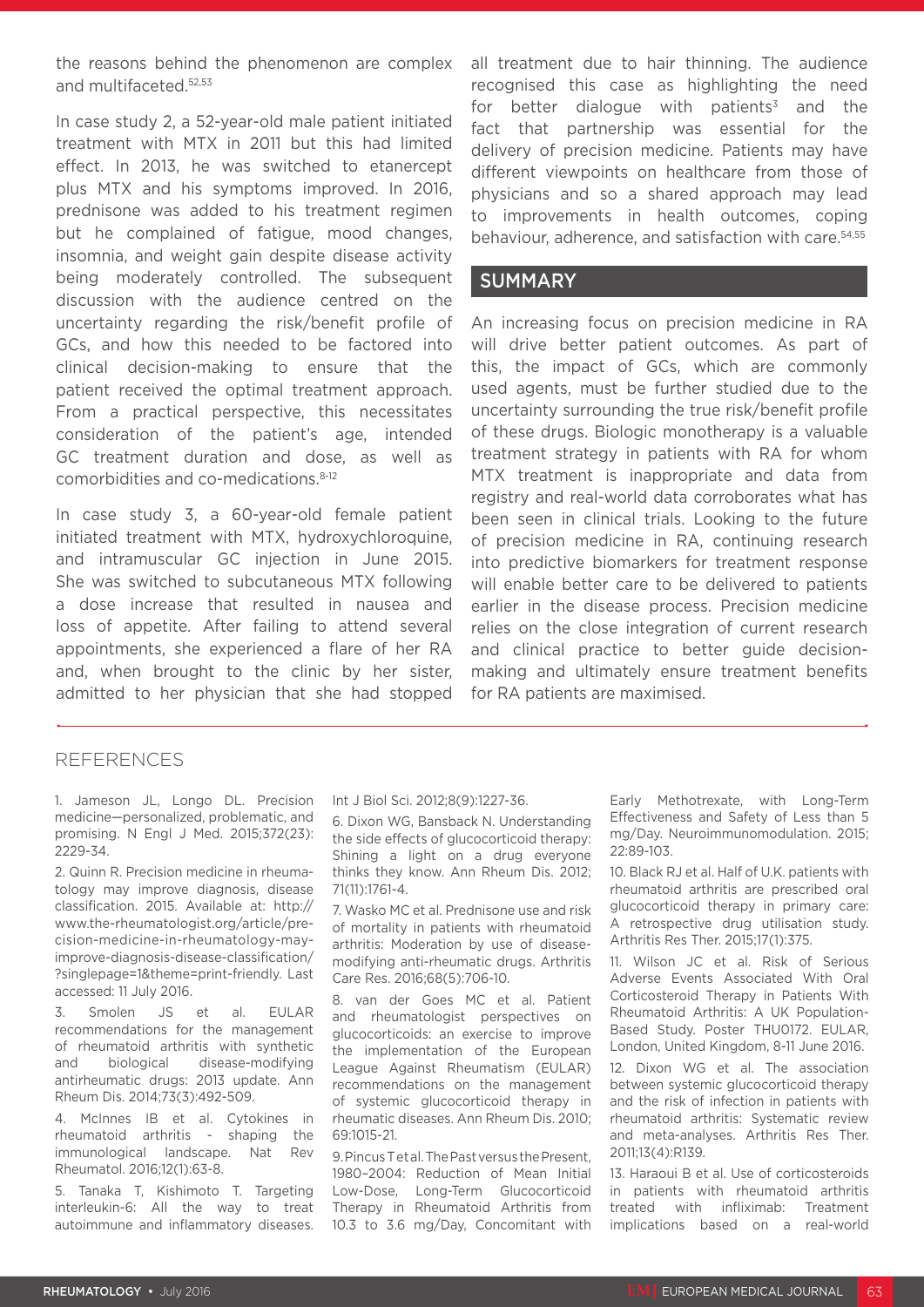the reasons behind the phenomenon are complex and multifaceted.[52,53]

In case study 2, a 52-year-old male patient initiated treatment with MTX in 2011 but this had limited effect. In 2013, he was switched to etanercept plus MTX and his symptoms improved. In 2016, prednisone was added to his treatment regimen but he complained of fatigue, mood changes, insomnia, and weight gain despite disease activity being moderately controlled. The subsequent discussion with the audience centred on the uncertainty regarding the risk/benefit profile of GCs, and how this needed to be factored into clinical decision-making to ensure that the patient received the optimal treatment approach. From a practical perspective, this necessitates consideration of the patient's age, intended GC treatment duration and dose, as well as comorbidities and co-medications.[8-12]

In case study 3, a 60-year-old female patient initiated treatment with MTX, hydroxychloroquine, and intramuscular GC injection in June 2015. She was switched to subcutaneous MTX following a dose increase that resulted in nausea and loss of appetite. After failing to attend several appointments, she experienced a flare of her RA and, when brought to the clinic by her sister, admitted to her physician that she had stopped all treatment due to hair thinning. The audience recognised this case as highlighting the need for better dialogue with patients[3] and the fact that partnership was essential for the delivery of precision medicine. Patients may have different viewpoints on healthcare from those of physicians and so a shared approach may lead to improvements in health outcomes, coping behaviour, adherence, and satisfaction with care.[54,55]

## SUMMARY

An increasing focus on precision medicine in RA will drive better patient outcomes. As part of this, the impact of GCs, which are commonly used agents, must be further studied due to the uncertainty surrounding the true risk/benefit profile of these drugs. Biologic monotherapy is a valuable treatment strategy in patients with RA for whom MTX treatment is inappropriate and data from registry and real-world data corroborates what has been seen in clinical trials. Looking to the future of precision medicine in RA, continuing research into predictive biomarkers for treatment response will enable better care to be delivered to patients earlier in the disease process. Precision medicine relies on the close integration of current research and clinical practice to better guide decision-making and ultimately ensure treatment benefits for RA patients are maximised.

## REFERENCES

1. Jameson JL, Longo DL. Precision medicine—personalized, problematic, and promising. N Engl J Med. 2015;372(23):2229-34.
2. Quinn R. Precision medicine in rheumatology may improve diagnosis, disease classification. 2015. Available at: http://www.the-rheumatologist.org/article/precision-medicine-in-rheumatology-may-improve-diagnosis-disease-classification/?singlepage=1&theme=print-friendly. Last accessed: 11 July 2016.
3. Smolen JS et al. EULAR recommendations for the management of rheumatoid arthritis with synthetic and biological disease-modifying antirheumatic drugs: 2013 update. Ann Rheum Dis. 2014;73(3):492-509.
4. McInnes IB et al. Cytokines in rheumatoid arthritis - shaping the immunological landscape. Nat Rev Rheumatol. 2016;12(1):63-8.
5. Tanaka T, Kishimoto T. Targeting interleukin-6: All the way to treat autoimmune and inflammatory diseases. Int J Biol Sci. 2012;8(9):1227-36.
6. Dixon WG, Bansback N. Understanding the side effects of glucocorticoid therapy: Shining a light on a drug everyone thinks they know. Ann Rheum Dis. 2012;71(11):1761-4.
7. Wasko MC et al. Prednisone use and risk of mortality in patients with rheumatoid arthritis: Moderation by use of disease-modifying anti-rheumatic drugs. Arthritis Care Res. 2016;68(5):706-10.
8. van der Goes MC et al. Patient and rheumatologist perspectives on glucocorticoids: an exercise to improve the implementation of the European League Against Rheumatism (EULAR) recommendations on the management of systemic glucocorticoid therapy in rheumatic diseases. Ann Rheum Dis. 2010;69:1015-21.
9. Pincus T et al. The Past versus the Present, 1980–2004: Reduction of Mean Initial Low-Dose, Long-Term Glucocorticoid Therapy in Rheumatoid Arthritis from 10.3 to 3.6 mg/Day, Concomitant with Early Methotrexate, with Long-Term Effectiveness and Safety of Less than 5 mg/Day. Neuroimmunomodulation. 2015;22:89-103.
10. Black RJ et al. Half of U.K. patients with rheumatoid arthritis are prescribed oral glucocorticoid therapy in primary care: A retrospective drug utilisation study. Arthritis Res Ther. 2015;17(1):375.
11. Wilson JC et al. Risk of Serious Adverse Events Associated With Oral Corticosteroid Therapy in Patients With Rheumatoid Arthritis: A UK Population-Based Study. Poster THU0172. EULAR, London, United Kingdom, 8-11 June 2016.
12. Dixon WG et al. The association between systemic glucocorticoid therapy and the risk of infection in patients with rheumatoid arthritis: Systematic review and meta-analyses. Arthritis Res Ther. 2011;13(4):R139.
13. Haraoui B et al. Use of corticosteroids in patients with rheumatoid arthritis treated with infliximab: Treatment implications based on a real-world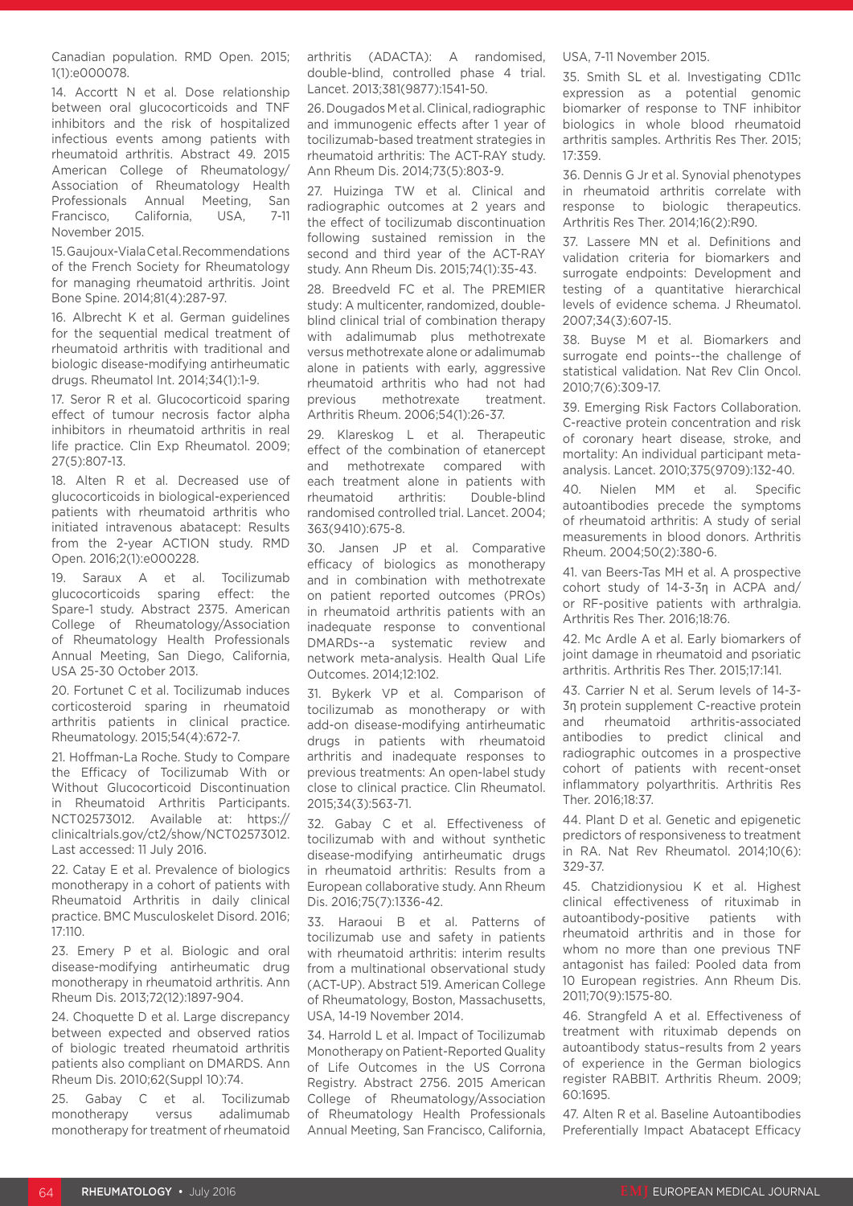Canadian population. RMD Open. 2015; 1(1):e000078.

14. Accortt N et al. Dose relationship between oral glucocorticoids and TNF inhibitors and the risk of hospitalized infectious events among patients with rheumatoid arthritis. Abstract 49. 2015 American College of Rheumatology/ Association of Rheumatology Health Professionals Annual Meeting, San Francisco, California, USA, 7-11 November 2015.

15. Gaujoux-Viala C et al. Recommendations of the French Society for Rheumatology for managing rheumatoid arthritis. Joint Bone Spine. 2014;81(4):287-97.

16. Albrecht K et al. German guidelines for the sequential medical treatment of rheumatoid arthritis with traditional and biologic disease-modifying antirheumatic drugs. Rheumatol Int. 2014;34(1):1-9.

17. Seror R et al. Glucocorticoid sparing effect of tumour necrosis factor alpha inhibitors in rheumatoid arthritis in real life practice. Clin Exp Rheumatol. 2009; 27(5):807-13.

18. Alten R et al. Decreased use of glucocorticoids in biological-experienced patients with rheumatoid arthritis who initiated intravenous abatacept: Results from the 2-year ACTION study. RMD Open. 2016;2(1):e000228.

19. Saraux A et al. Tocilizumab glucocorticoids sparing effect: the Spare-1 study. Abstract 2375. American College of Rheumatology/Association of Rheumatology Health Professionals Annual Meeting, San Diego, California, USA 25-30 October 2013.

20. Fortunet C et al. Tocilizumab induces corticosteroid sparing in rheumatoid arthritis patients in clinical practice. Rheumatology. 2015;54(4):672-7.

21. Hoffman-La Roche. Study to Compare the Efficacy of Tocilizumab With or Without Glucocorticoid Discontinuation in Rheumatoid Arthritis Participants. NCT02573012. Available at: https://clinicaltrials.gov/ct2/show/NCT02573012. Last accessed: 11 July 2016.

22. Catay E et al. Prevalence of biologics monotherapy in a cohort of patients with Rheumatoid Arthritis in daily clinical practice. BMC Musculoskelet Disord. 2016; 17:110.

23. Emery P et al. Biologic and oral disease-modifying antirheumatic drug monotherapy in rheumatoid arthritis. Ann Rheum Dis. 2013;72(12):1897-904.

24. Choquette D et al. Large discrepancy between expected and observed ratios of biologic treated rheumatoid arthritis patients also compliant on DMARDS. Ann Rheum Dis. 2010;62(Suppl 10):74.

25. Gabay C et al. Tocilizumab monotherapy versus adalimumab monotherapy for treatment of rheumatoid arthritis (ADACTA): A randomised, double-blind, controlled phase 4 trial. Lancet. 2013;381(9877):1541-50.

26. Dougados M et al. Clinical, radiographic and immunogenic effects after 1 year of tocilizumab-based treatment strategies in rheumatoid arthritis: The ACT-RAY study. Ann Rheum Dis. 2014;73(5):803-9.

27. Huizinga TW et al. Clinical and radiographic outcomes at 2 years and the effect of tocilizumab discontinuation following sustained remission in the second and third year of the ACT-RAY study. Ann Rheum Dis. 2015;74(1):35-43.

28. Breedveld FC et al. The PREMIER study: A multicenter, randomized, double-blind clinical trial of combination therapy with adalimumab plus methotrexate versus methotrexate alone or adalimumab alone in patients with early, aggressive rheumatoid arthritis who had not had previous methotrexate treatment. Arthritis Rheum. 2006;54(1):26-37.

29. Klareskog L et al. Therapeutic effect of the combination of etanercept and methotrexate compared with each treatment alone in patients with rheumatoid arthritis: Double-blind randomised controlled trial. Lancet. 2004; 363(9410):675-8.

30. Jansen JP et al. Comparative efficacy of biologics as monotherapy and in combination with methotrexate on patient reported outcomes (PROs) in rheumatoid arthritis patients with an inadequate response to conventional DMARDs--a systematic review and network meta-analysis. Health Qual Life Outcomes. 2014;12:102.

31. Bykerk VP et al. Comparison of tocilizumab as monotherapy or with add-on disease-modifying antirheumatic drugs in patients with rheumatoid arthritis and inadequate responses to previous treatments: An open-label study close to clinical practice. Clin Rheumatol. 2015;34(3):563-71.

32. Gabay C et al. Effectiveness of tocilizumab with and without synthetic disease-modifying antirheumatic drugs in rheumatoid arthritis: Results from a European collaborative study. Ann Rheum Dis. 2016;75(7):1336-42.

33. Haraoui B et al. Patterns of tocilizumab use and safety in patients with rheumatoid arthritis: interim results from a multinational observational study (ACT-UP). Abstract 519. American College of Rheumatology, Boston, Massachusetts, USA, 14-19 November 2014.

34. Harrold L et al. Impact of Tocilizumab Monotherapy on Patient-Reported Quality of Life Outcomes in the US Corrona Registry. Abstract 2756. 2015 American College of Rheumatology/Association of Rheumatology Health Professionals Annual Meeting, San Francisco, California, USA, 7-11 November 2015.

35. Smith SL et al. Investigating CD11c expression as a potential genomic biomarker of response to TNF inhibitor biologics in whole blood rheumatoid arthritis samples. Arthritis Res Ther. 2015; 17:359.

36. Dennis G Jr et al. Synovial phenotypes in rheumatoid arthritis correlate with response to biologic therapeutics. Arthritis Res Ther. 2014;16(2):R90.

37. Lassere MN et al. Definitions and validation criteria for biomarkers and surrogate endpoints: Development and testing of a quantitative hierarchical levels of evidence schema. J Rheumatol. 2007;34(3):607-15.

38. Buyse M et al. Biomarkers and surrogate end points--the challenge of statistical validation. Nat Rev Clin Oncol. 2010;7(6):309-17.

39. Emerging Risk Factors Collaboration. C-reactive protein concentration and risk of coronary heart disease, stroke, and mortality: An individual participant meta-analysis. Lancet. 2010;375(9709):132-40.

40. Nielen MM et al. Specific autoantibodies precede the symptoms of rheumatoid arthritis: A study of serial measurements in blood donors. Arthritis Rheum. 2004;50(2):380-6.

41. van Beers-Tas MH et al. A prospective cohort study of 14-3-3η in ACPA and/or RF-positive patients with arthralgia. Arthritis Res Ther. 2016;18:76.

42. Mc Ardle A et al. Early biomarkers of joint damage in rheumatoid and psoriatic arthritis. Arthritis Res Ther. 2015;17:141.

43. Carrier N et al. Serum levels of 14-3-3η protein supplement C-reactive protein and rheumatoid arthritis-associated antibodies to predict clinical and radiographic outcomes in a prospective cohort of patients with recent-onset inflammatory polyarthritis. Arthritis Res Ther. 2016;18:37.

44. Plant D et al. Genetic and epigenetic predictors of responsiveness to treatment in RA. Nat Rev Rheumatol. 2014;10(6): 329-37.

45. Chatzidionysiou K et al. Highest clinical effectiveness of rituximab in autoantibody-positive patients with rheumatoid arthritis and in those for whom no more than one previous TNF antagonist has failed: Pooled data from 10 European registries. Ann Rheum Dis. 2011;70(9):1575-80.

46. Strangfeld A et al. Effectiveness of treatment with rituximab depends on autoantibody status–results from 2 years of experience in the German biologics register RABBIT. Arthritis Rheum. 2009; 60:1695.

47. Alten R et al. Baseline Autoantibodies Preferentially Impact Abatacept Efficacy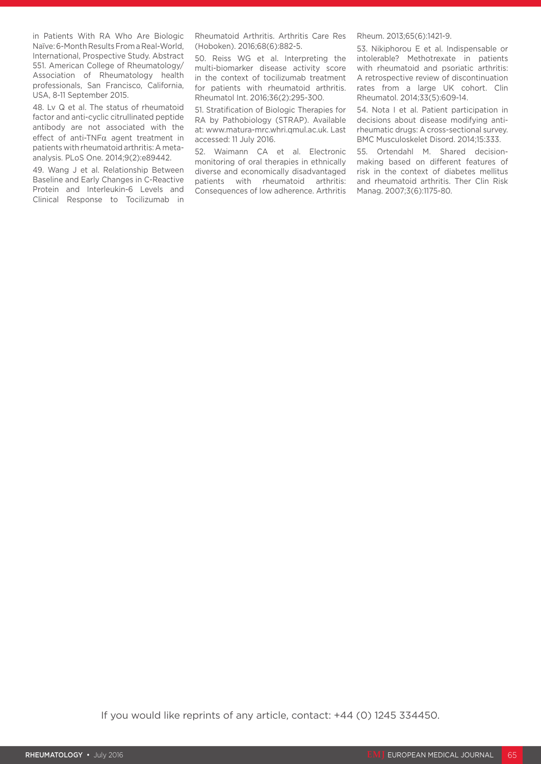in Patients With RA Who Are Biologic Naïve: 6-Month Results From a Real-World, International, Prospective Study. Abstract 551. American College of Rheumatology/ Association of Rheumatology health professionals, San Francisco, California, USA, 8-11 September 2015.

48. Lv Q et al. The status of rheumatoid factor and anti-cyclic citrullinated peptide antibody are not associated with the effect of anti-TNFα agent treatment in patients with rheumatoid arthritis: A meta-analysis. PLoS One. 2014;9(2):e89442.

49. Wang J et al. Relationship Between Baseline and Early Changes in C-Reactive Protein and Interleukin-6 Levels and Clinical Response to Tocilizumab in Rheumatoid Arthritis. Arthritis Care Res (Hoboken). 2016;68(6):882-5.

50. Reiss WG et al. Interpreting the multi-biomarker disease activity score in the context of tocilizumab treatment for patients with rheumatoid arthritis. Rheumatol Int. 2016;36(2):295-300.

51. Stratification of Biologic Therapies for RA by Pathobiology (STRAP). Available at: www.matura-mrc.whri.qmul.ac.uk. Last accessed: 11 July 2016.

52. Waimann CA et al. Electronic monitoring of oral therapies in ethnically diverse and economically disadvantaged patients with rheumatoid arthritis: Consequences of low adherence. Arthritis Rheum. 2013;65(6):1421-9.

53. Nikiphorou E et al. Indispensable or intolerable? Methotrexate in patients with rheumatoid and psoriatic arthritis: A retrospective review of discontinuation rates from a large UK cohort. Clin Rheumatol. 2014;33(5):609-14.

54. Nota I et al. Patient participation in decisions about disease modifying anti-rheumatic drugs: A cross-sectional survey. BMC Musculoskelet Disord. 2014;15:333.

55. Ortendahl M. Shared decision-making based on different features of risk in the context of diabetes mellitus and rheumatoid arthritis. Ther Clin Risk Manag. 2007;3(6):1175-80.

If you would like reprints of any article, contact: +44 (0) 1245 334450.